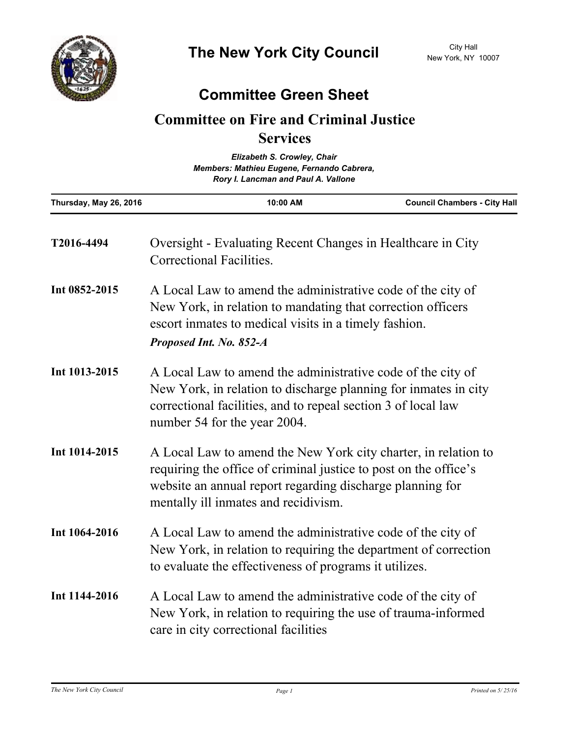# The New York City Council

City Hall
New York, NY 10007

## Committee Green Sheet

## Committee on Fire and Criminal Justice Services

*Elizabeth S. Crowley, Chair*
*Members: Mathieu Eugene, Fernando Cabrera, Rory I. Lancman and Paul A. Vallone*

| Thursday, May 26, 2016 | 10:00 AM | Council Chambers - City Hall |
|---|---|---|

**T2016-4494** Oversight - Evaluating Recent Changes in Healthcare in City Correctional Facilities.

**Int 0852-2015** A Local Law to amend the administrative code of the city of New York, in relation to mandating that correction officers escort inmates to medical visits in a timely fashion.

***Proposed Int. No. 852-A***

**Int 1013-2015** A Local Law to amend the administrative code of the city of New York, in relation to discharge planning for inmates in city correctional facilities, and to repeal section 3 of local law number 54 for the year 2004.

**Int 1014-2015** A Local Law to amend the New York city charter, in relation to requiring the office of criminal justice to post on the office's website an annual report regarding discharge planning for mentally ill inmates and recidivism.

**Int 1064-2016** A Local Law to amend the administrative code of the city of New York, in relation to requiring the department of correction to evaluate the effectiveness of programs it utilizes.

**Int 1144-2016** A Local Law to amend the administrative code of the city of New York, in relation to requiring the use of trauma-informed care in city correctional facilities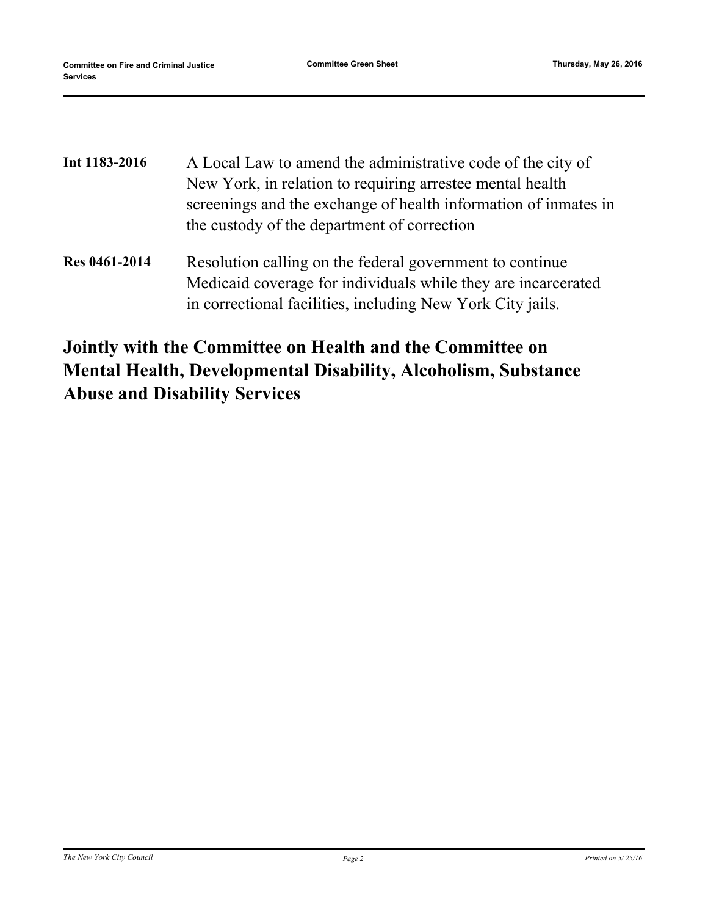**Int 1183-2016** A Local Law to amend the administrative code of the city of New York, in relation to requiring arrestee mental health screenings and the exchange of health information of inmates in the custody of the department of correction

**Res 0461-2014** Resolution calling on the federal government to continue Medicaid coverage for individuals while they are incarcerated in correctional facilities, including New York City jails.

## Jointly with the Committee on Health and the Committee on Mental Health, Developmental Disability, Alcoholism, Substance Abuse and Disability Services